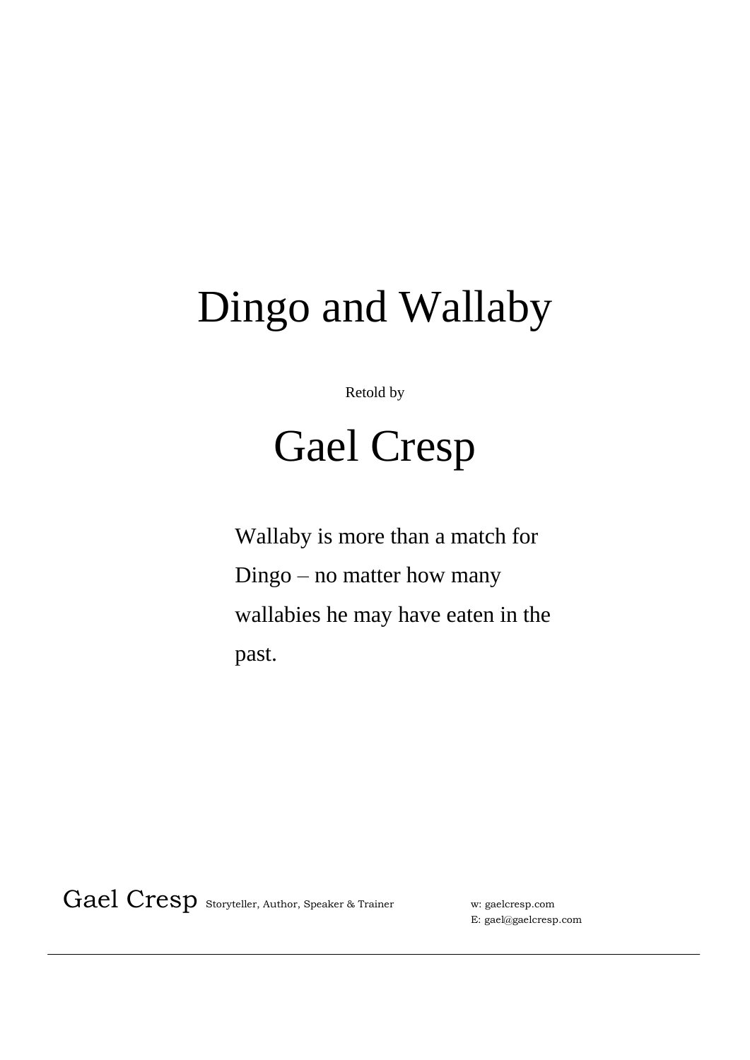# Dingo and Wallaby

Retold by

## Gael Cresp

Wallaby is more than a match for Dingo – no matter how many wallabies he may have eaten in the past.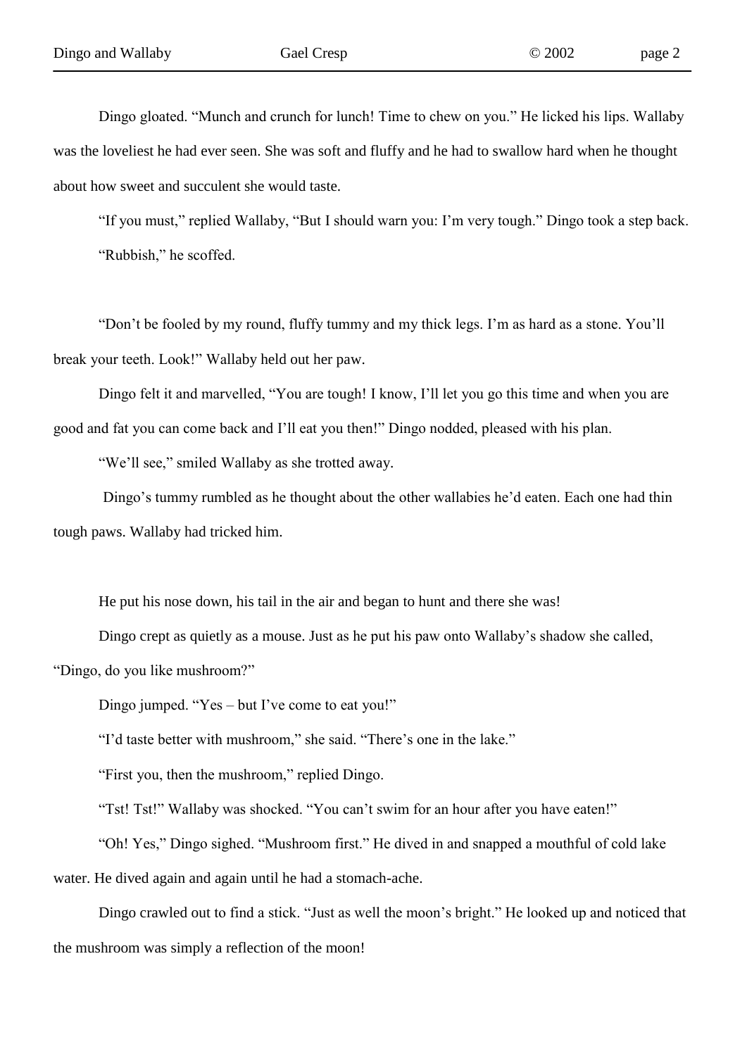Dingo gloated. “Munch and crunch for lunch! Time to chew on you.” He licked his lips. Wallaby was the loveliest he had ever seen. She was soft and fluffy and he had to swallow hard when he thought about how sweet and succulent she would taste.

“If you must,” replied Wallaby, “But I should warn you: I’m very tough.” Dingo took a step back.

“Rubbish,” he scoffed.

“Don’t be fooled by my round, fluffy tummy and my thick legs. I’m as hard as a stone. You’ll break your teeth. Look!” Wallaby held out her paw.

Dingo felt it and marvelled, “You are tough! I know, I’ll let you go this time and when you are good and fat you can come back and I’ll eat you then!” Dingo nodded, pleased with his plan.

“We’ll see,” smiled Wallaby as she trotted away.

Dingo’s tummy rumbled as he thought about the other wallabies he’d eaten. Each one had thin tough paws. Wallaby had tricked him.

He put his nose down, his tail in the air and began to hunt and there she was!

Dingo crept as quietly as a mouse. Just as he put his paw onto Wallaby’s shadow she called, “Dingo, do you like mushroom?”

Dingo jumped. “Yes – but I’ve come to eat you!”

“I’d taste better with mushroom,” she said. “There’s one in the lake.”

“First you, then the mushroom,” replied Dingo.

“Tst! Tst!” Wallaby was shocked. “You can’t swim for an hour after you have eaten!”

“Oh! Yes,” Dingo sighed. “Mushroom first.” He dived in and snapped a mouthful of cold lake water. He dived again and again until he had a stomach-ache.

Dingo crawled out to find a stick. “Just as well the moon’s bright.” He looked up and noticed that the mushroom was simply a reflection of the moon!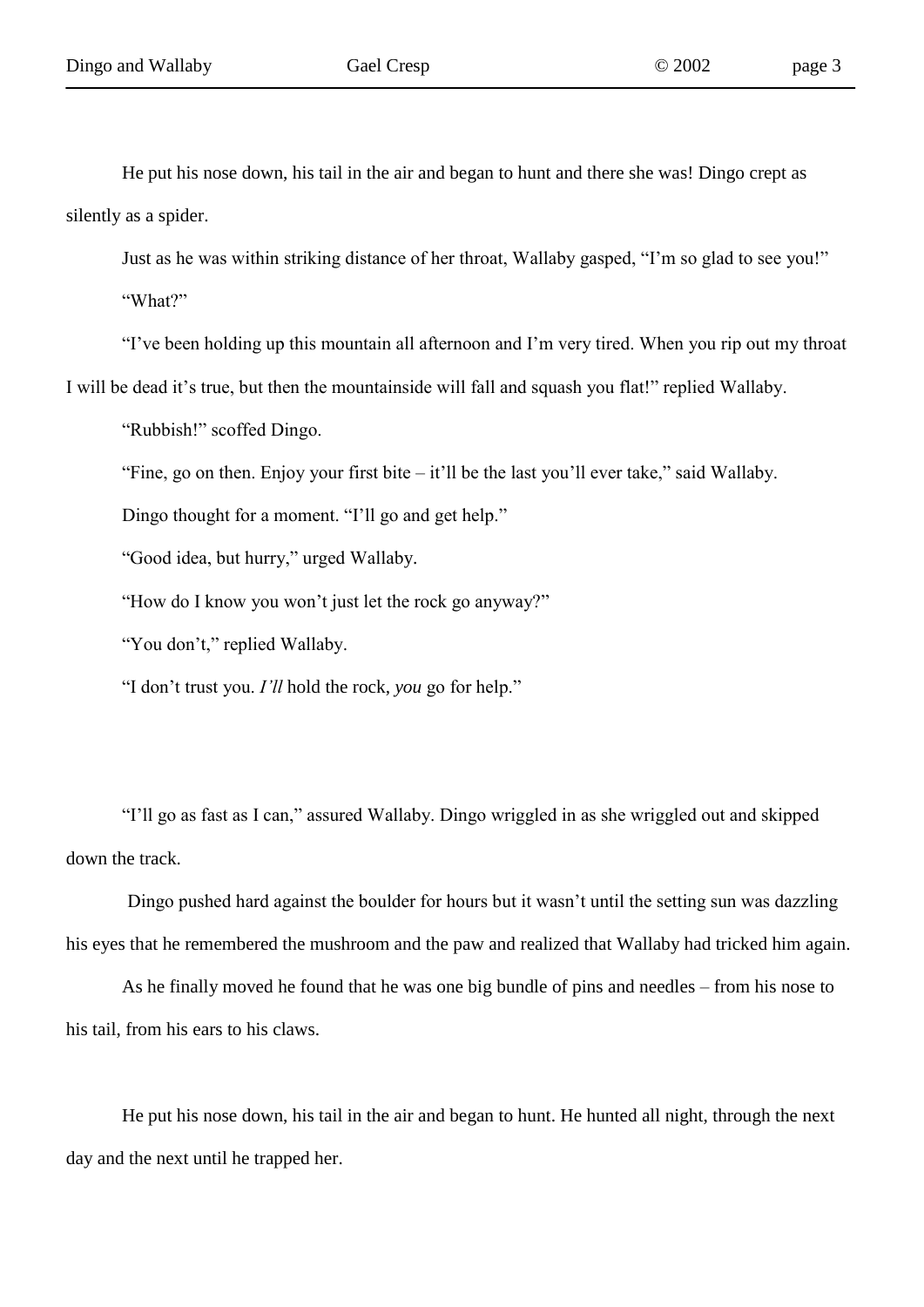He put his nose down, his tail in the air and began to hunt and there she was! Dingo crept as silently as a spider.

Just as he was within striking distance of her throat, Wallaby gasped, "I'm so glad to see you!"

"What?"

"I've been holding up this mountain all afternoon and I'm very tired. When you rip out my throat I will be dead it's true, but then the mountainside will fall and squash you flat!" replied Wallaby.

"Rubbish!" scoffed Dingo.

"Fine, go on then. Enjoy your first bite – it'll be the last you'll ever take," said Wallaby.

Dingo thought for a moment. "I'll go and get help."

"Good idea, but hurry," urged Wallaby.

"How do I know you won't just let the rock go anyway?"

"You don't," replied Wallaby.

"I don't trust you. *I'll* hold the rock, *you* go for help."

"I'll go as fast as I can," assured Wallaby. Dingo wriggled in as she wriggled out and skipped down the track.

Dingo pushed hard against the boulder for hours but it wasn't until the setting sun was dazzling his eyes that he remembered the mushroom and the paw and realized that Wallaby had tricked him again.

As he finally moved he found that he was one big bundle of pins and needles – from his nose to his tail, from his ears to his claws.

He put his nose down, his tail in the air and began to hunt. He hunted all night, through the next day and the next until he trapped her.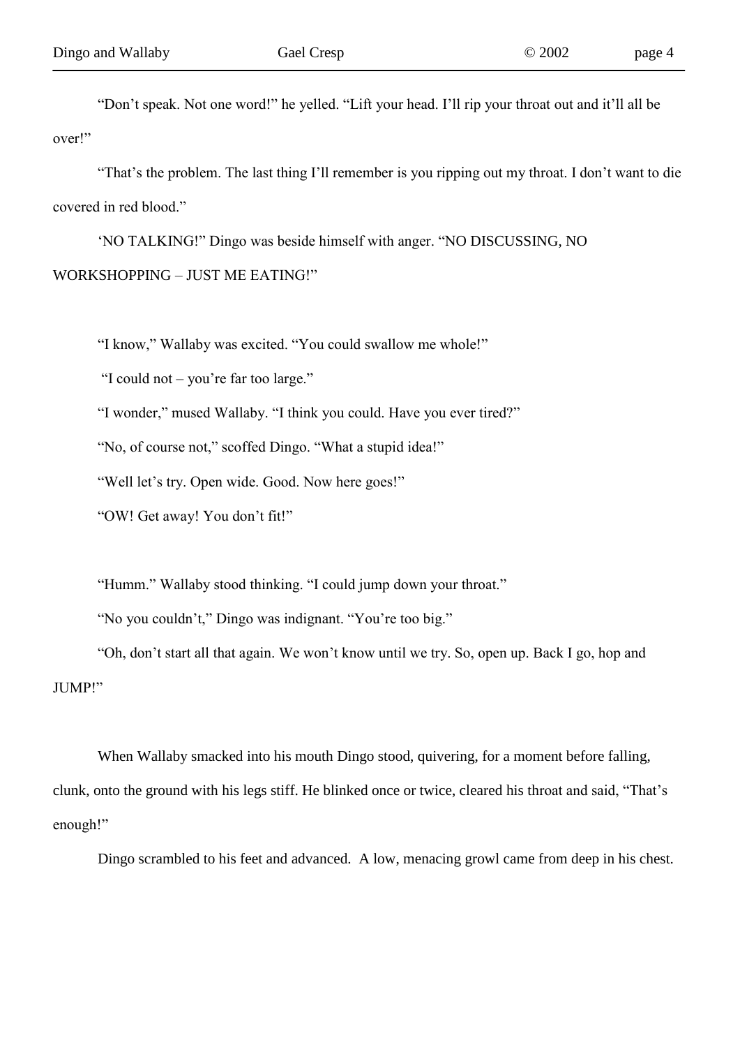"Don't speak. Not one word!" he yelled. "Lift your head. I'll rip your throat out and it'll all be over!"

"That's the problem. The last thing I'll remember is you ripping out my throat. I don't want to die covered in red blood."

'NO TALKING!" Dingo was beside himself with anger. "NO DISCUSSING, NO WORKSHOPPING – JUST ME EATING!"

"I know," Wallaby was excited. "You could swallow me whole!"

"I could not – you're far too large."

"I wonder," mused Wallaby. "I think you could. Have you ever tired?"

"No, of course not," scoffed Dingo. "What a stupid idea!"

"Well let's try. Open wide. Good. Now here goes!"

"OW! Get away! You don't fit!"

"Humm." Wallaby stood thinking. "I could jump down your throat."

"No you couldn't," Dingo was indignant. "You're too big."

"Oh, don't start all that again. We won't know until we try. So, open up. Back I go, hop and JUMP!"

When Wallaby smacked into his mouth Dingo stood, quivering, for a moment before falling, clunk, onto the ground with his legs stiff. He blinked once or twice, cleared his throat and said, "That's enough!"

Dingo scrambled to his feet and advanced. A low, menacing growl came from deep in his chest.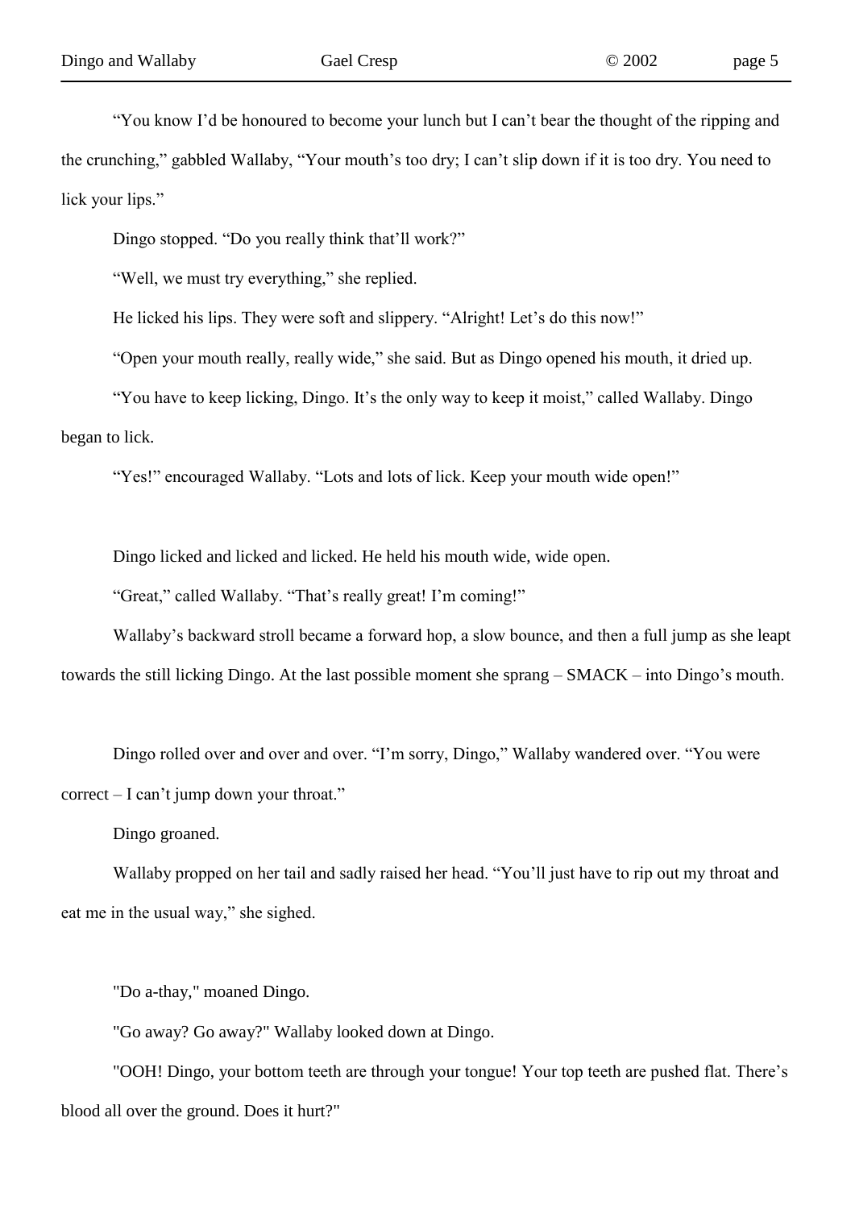"You know I'd be honoured to become your lunch but I can't bear the thought of the ripping and the crunching," gabbled Wallaby, "Your mouth's too dry; I can't slip down if it is too dry. You need to lick your lips."

Dingo stopped. "Do you really think that'll work?"

"Well, we must try everything," she replied.

He licked his lips. They were soft and slippery. "Alright! Let's do this now!"

"Open your mouth really, really wide," she said. But as Dingo opened his mouth, it dried up.

"You have to keep licking, Dingo. It's the only way to keep it moist," called Wallaby. Dingo began to lick.

"Yes!" encouraged Wallaby. "Lots and lots of lick. Keep your mouth wide open!"

Dingo licked and licked and licked. He held his mouth wide, wide open.

"Great," called Wallaby. "That's really great! I'm coming!"

Wallaby's backward stroll became a forward hop, a slow bounce, and then a full jump as she leapt towards the still licking Dingo. At the last possible moment she sprang – SMACK – into Dingo's mouth.

Dingo rolled over and over and over. "I'm sorry, Dingo," Wallaby wandered over. "You were correct – I can't jump down your throat."

Dingo groaned.

Wallaby propped on her tail and sadly raised her head. "You'll just have to rip out my throat and eat me in the usual way," she sighed.

"Do a-thay," moaned Dingo.

"Go away? Go away?" Wallaby looked down at Dingo.

"OOH! Dingo, your bottom teeth are through your tongue! Your top teeth are pushed flat. There's blood all over the ground. Does it hurt?"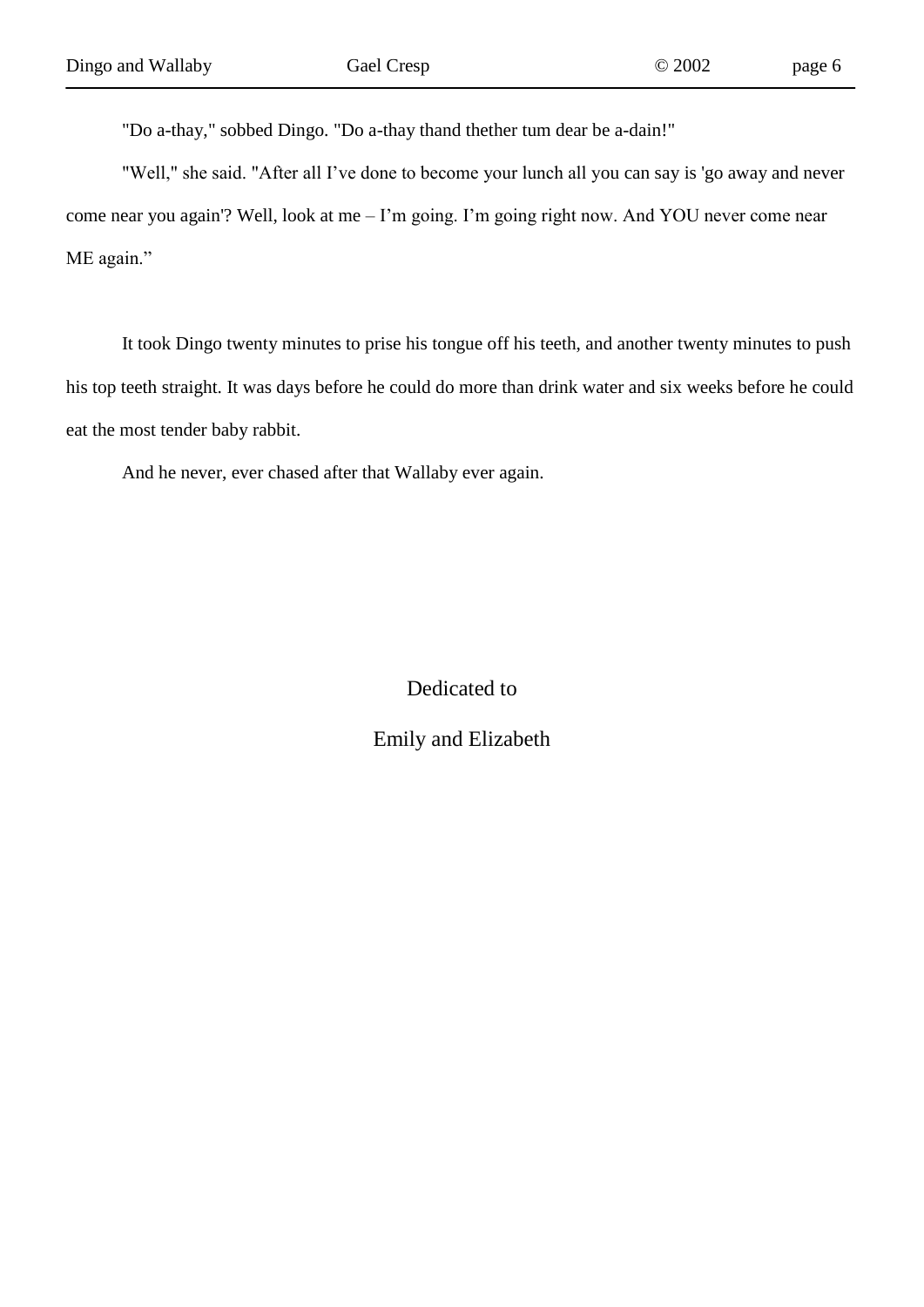"Do a-thay," sobbed Dingo. "Do a-thay thand thether tum dear be a-dain!"

"Well," she said. "After all I've done to become your lunch all you can say is 'go away and never come near you again'? Well, look at me – I'm going. I'm going right now. And YOU never come near ME again."

It took Dingo twenty minutes to prise his tongue off his teeth, and another twenty minutes to push his top teeth straight. It was days before he could do more than drink water and six weeks before he could eat the most tender baby rabbit.

And he never, ever chased after that Wallaby ever again.

Dedicated to

Emily and Elizabeth